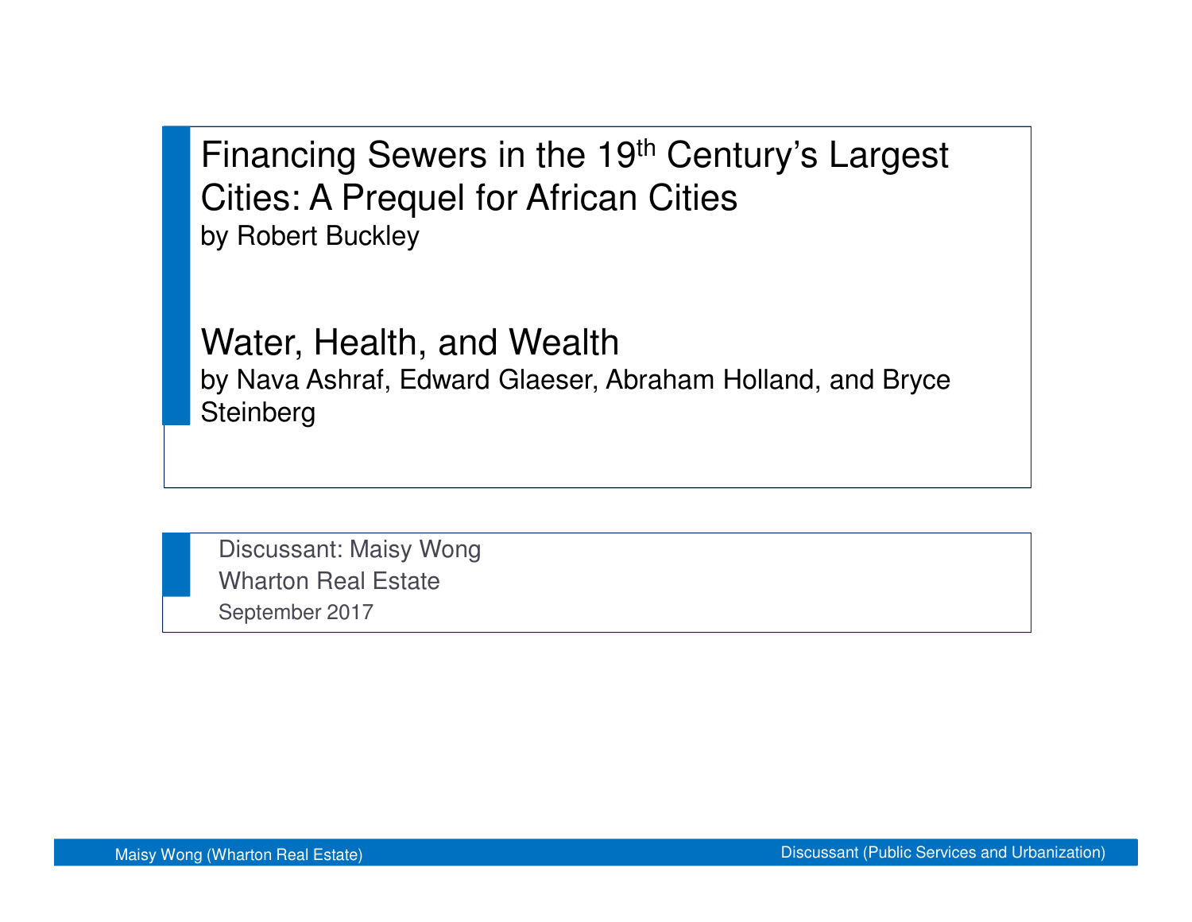# Financing Sewers in the 19th Century's Largest Cities: A Prequel for African Cities

by Robert Buckley

# Water, Health, and Wealth

by Nava Ashraf, Edward Glaeser, Abraham Holland, and Bryce Steinberg

Discussant: Maisy Wong

Wharton Real Estate

September 2017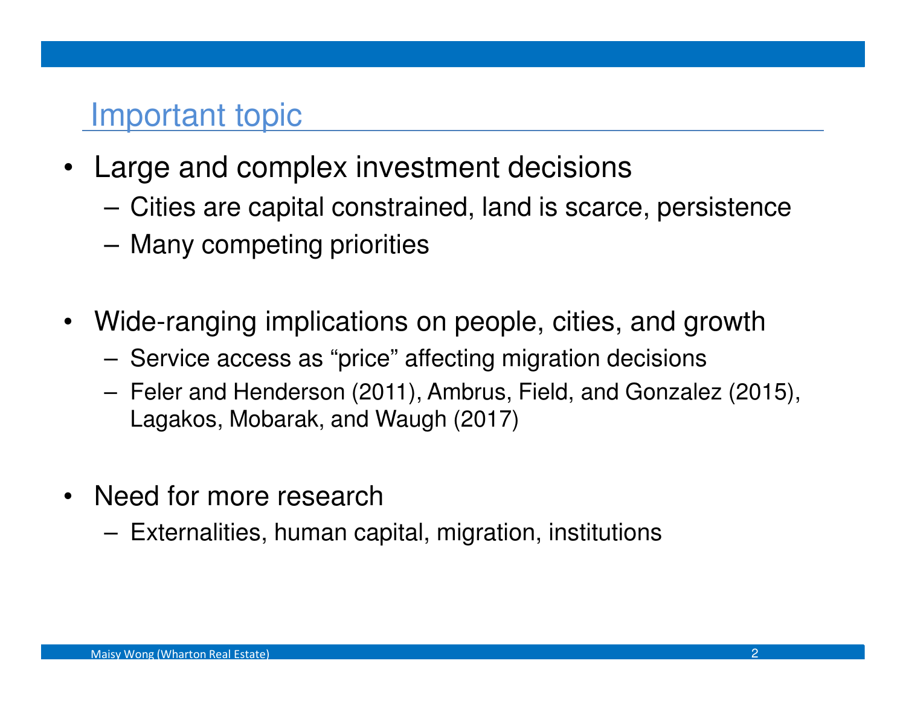## Important topic

- Large and complex investment decisions
  - Cities are capital constrained, land is scarce, persistence
  - Many competing priorities
- Wide-ranging implications on people, cities, and growth
  - Service access as "price" affecting migration decisions
  - Feler and Henderson (2011), Ambrus, Field, and Gonzalez (2015), Lagakos, Mobarak, and Waugh (2017)
- Need for more research
  - Externalities, human capital, migration, institutions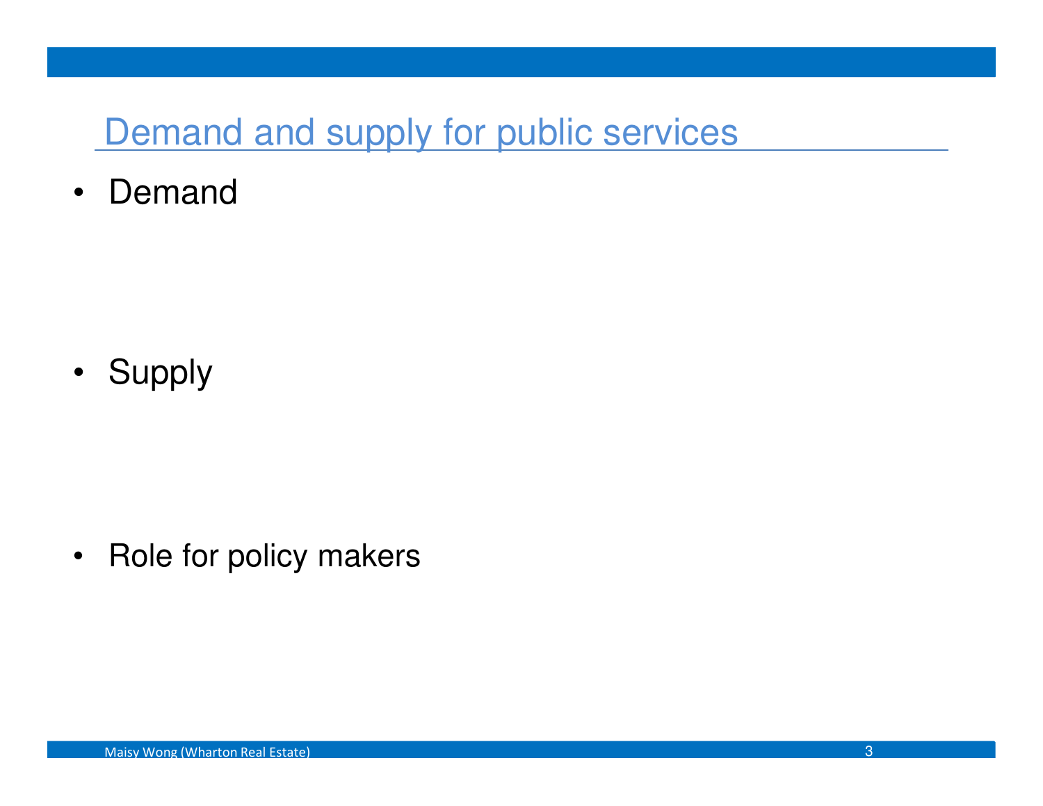# Demand and supply for public services

- Demand

- Supply

- Role for policy makers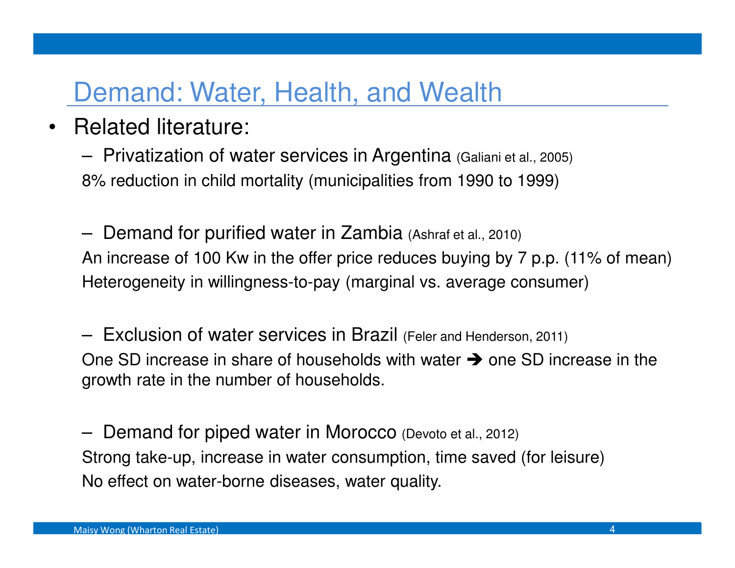# Demand: Water, Health, and Wealth

- Related literature:
  - Privatization of water services in Argentina (Galiani et al., 2005)

    8% reduction in child mortality (municipalities from 1990 to 1999)

  - Demand for purified water in Zambia (Ashraf et al., 2010)

    An increase of 100 Kw in the offer price reduces buying by 7 p.p. (11% of mean)

    Heterogeneity in willingness-to-pay (marginal vs. average consumer)

  - Exclusion of water services in Brazil (Feler and Henderson, 2011)

    One SD increase in share of households with water ➔ one SD increase in the growth rate in the number of households.

  - Demand for piped water in Morocco (Devoto et al., 2012)

    Strong take-up, increase in water consumption, time saved (for leisure)

    No effect on water-borne diseases, water quality.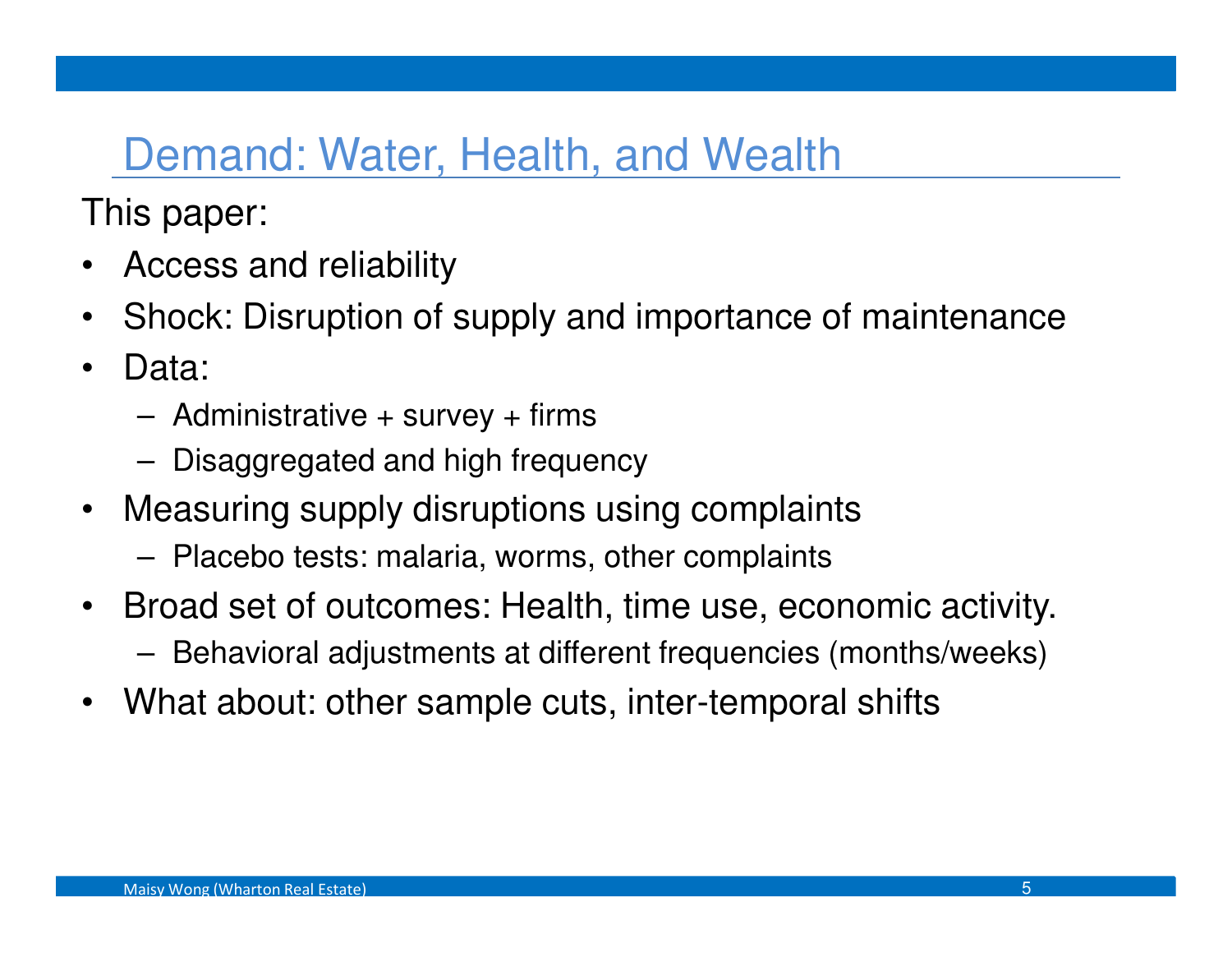## Demand: Water, Health, and Wealth

This paper:

- Access and reliability
- Shock: Disruption of supply and importance of maintenance
- Data:
  - Administrative + survey + firms
  - Disaggregated and high frequency
- Measuring supply disruptions using complaints
  - Placebo tests: malaria, worms, other complaints
- Broad set of outcomes: Health, time use, economic activity.
  - Behavioral adjustments at different frequencies (months/weeks)
- What about: other sample cuts, inter-temporal shifts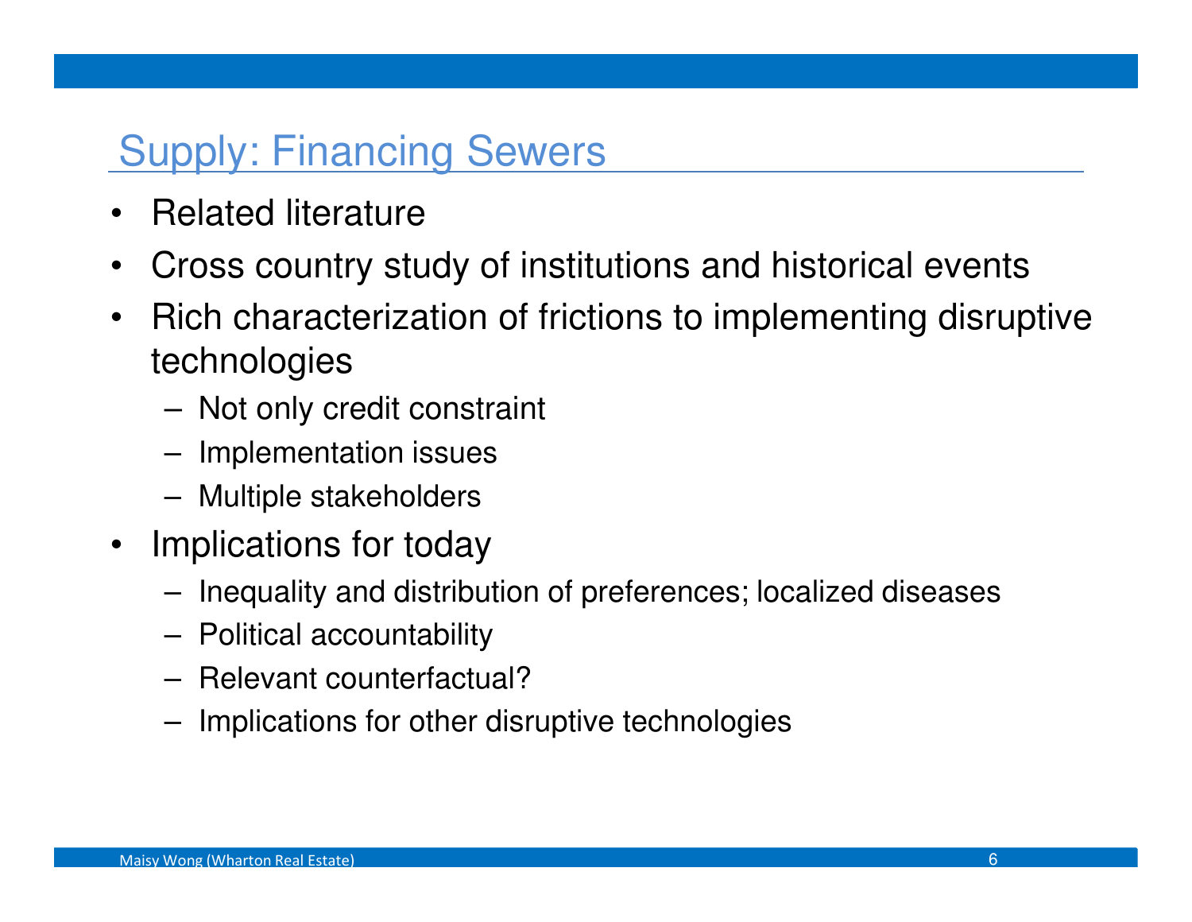## Supply: Financing Sewers

- Related literature
- Cross country study of institutions and historical events
- Rich characterization of frictions to implementing disruptive technologies
  - Not only credit constraint
  - Implementation issues
  - Multiple stakeholders
- Implications for today
  - Inequality and distribution of preferences; localized diseases
  - Political accountability
  - Relevant counterfactual?
  - Implications for other disruptive technologies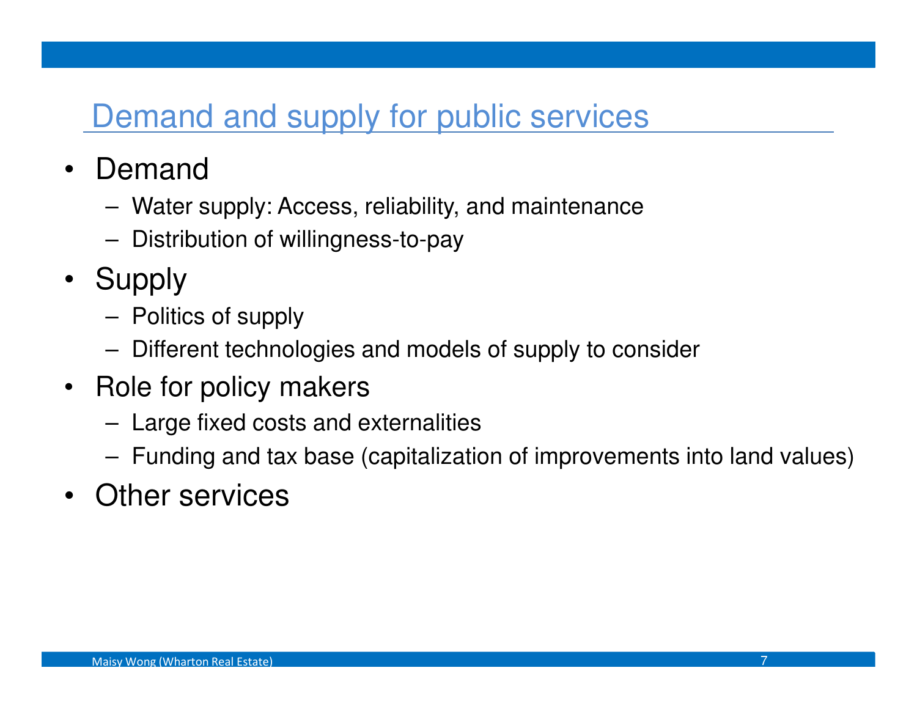# Demand and supply for public services

- Demand
  - Water supply: Access, reliability, and maintenance
  - Distribution of willingness-to-pay
- Supply
  - Politics of supply
  - Different technologies and models of supply to consider
- Role for policy makers
  - Large fixed costs and externalities
  - Funding and tax base (capitalization of improvements into land values)
- Other services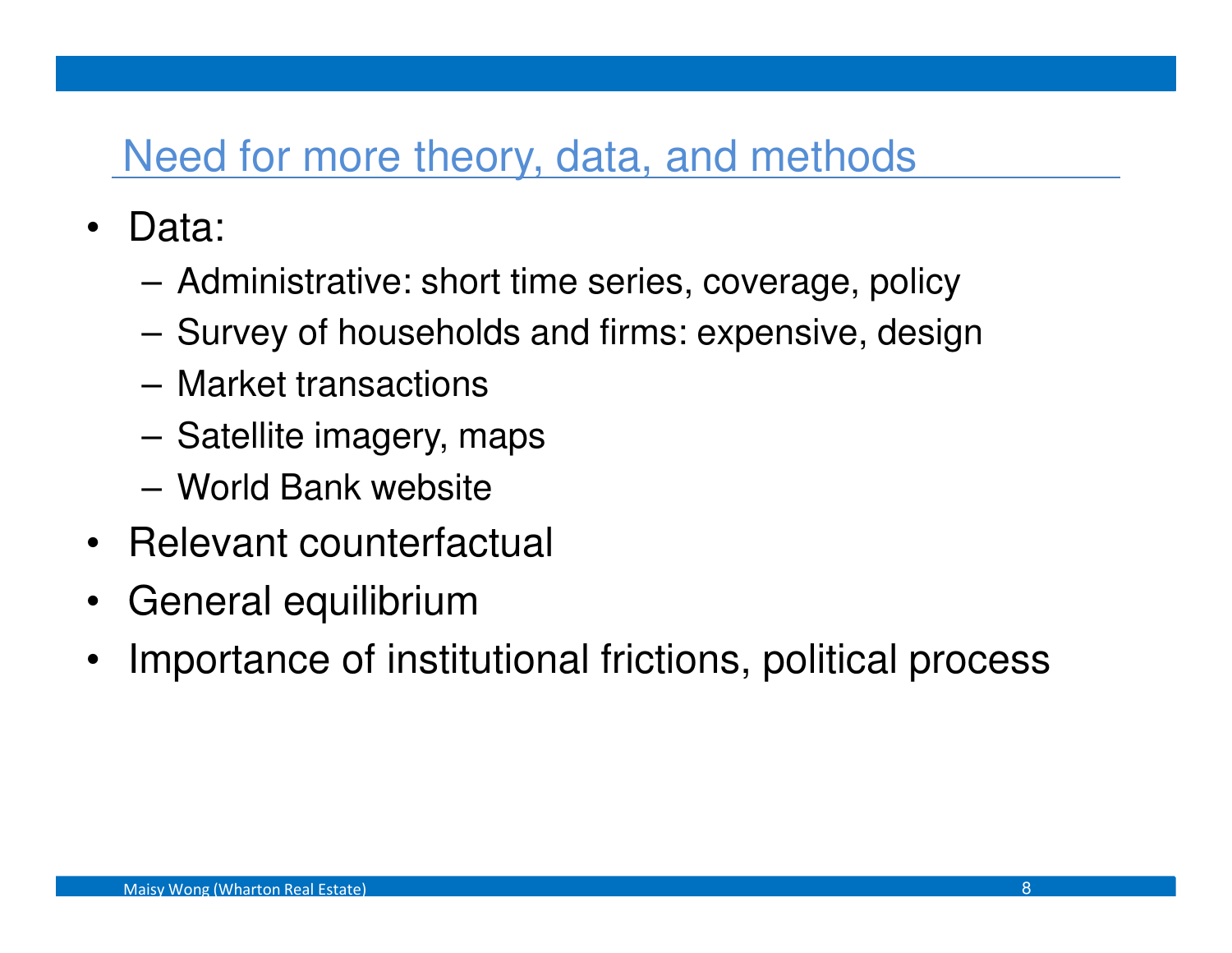## Need for more theory, data, and methods

- Data:
  - Administrative: short time series, coverage, policy
  - Survey of households and firms: expensive, design
  - Market transactions
  - Satellite imagery, maps
  - World Bank website
- Relevant counterfactual
- General equilibrium
- Importance of institutional frictions, political process